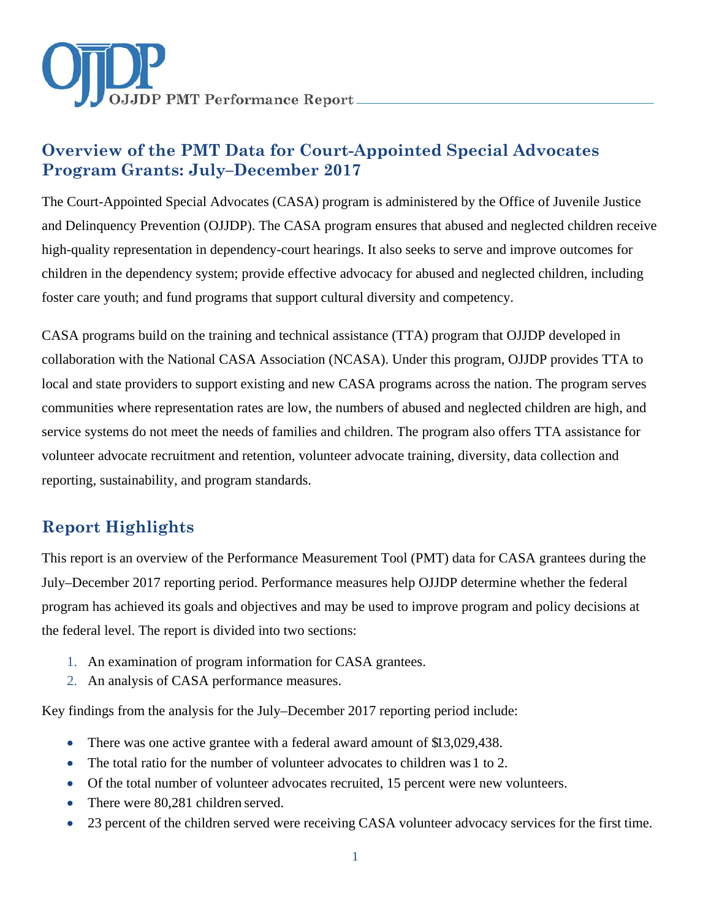OJJDP PMT Performance Report

# Overview of the PMT Data for Court-Appointed Special Advocates Program Grants: July–December 2017

The Court-Appointed Special Advocates (CASA) program is administered by the Office of Juvenile Justice and Delinquency Prevention (OJJDP). The CASA program ensures that abused and neglected children receive high-quality representation in dependency-court hearings. It also seeks to serve and improve outcomes for children in the dependency system; provide effective advocacy for abused and neglected children, including foster care youth; and fund programs that support cultural diversity and competency.

CASA programs build on the training and technical assistance (TTA) program that OJJDP developed in collaboration with the National CASA Association (NCASA). Under this program, OJJDP provides TTA to local and state providers to support existing and new CASA programs across the nation. The program serves communities where representation rates are low, the numbers of abused and neglected children are high, and service systems do not meet the needs of families and children. The program also offers TTA assistance for volunteer advocate recruitment and retention, volunteer advocate training, diversity, data collection and reporting, sustainability, and program standards.

## Report Highlights

This report is an overview of the Performance Measurement Tool (PMT) data for CASA grantees during the July–December 2017 reporting period. Performance measures help OJJDP determine whether the federal program has achieved its goals and objectives and may be used to improve program and policy decisions at the federal level. The report is divided into two sections:

1. An examination of program information for CASA grantees.
2. An analysis of CASA performance measures.

Key findings from the analysis for the July–December 2017 reporting period include:

- There was one active grantee with a federal award amount of $13,029,438.
- The total ratio for the number of volunteer advocates to children was 1 to 2.
- Of the total number of volunteer advocates recruited, 15 percent were new volunteers.
- There were 80,281 children served.
- 23 percent of the children served were receiving CASA volunteer advocacy services for the first time.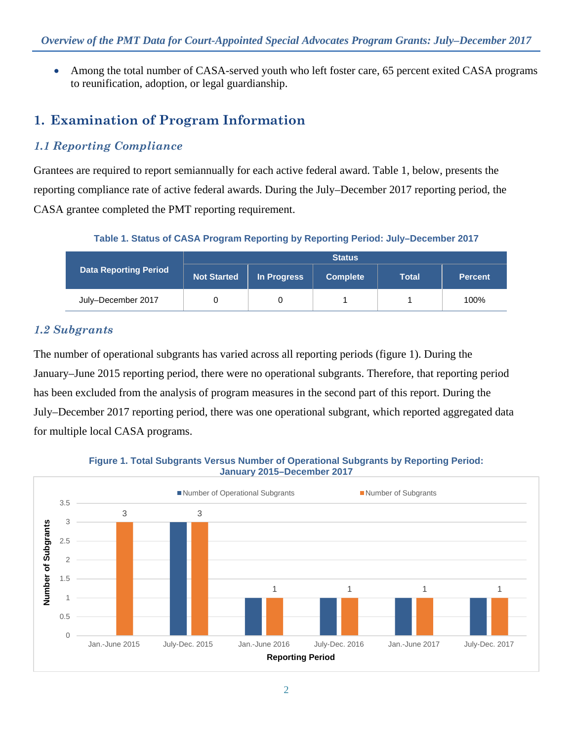- Among the total number of CASA-served youth who left foster care, 65 percent exited CASA programs to reunification, adoption, or legal guardianship.

# 1. Examination of Program Information

## *1.1 Reporting Compliance*

Grantees are required to report semiannually for each active federal award. Table 1, below, presents the reporting compliance rate of active federal awards. During the July–December 2017 reporting period, the CASA grantee completed the PMT reporting requirement.

**Table 1. Status of CASA Program Reporting by Reporting Period: July–December 2017**

| Data Reporting Period | Status | | | | |
|---|---|---|---|---|---|
| | Not Started | In Progress | Complete | Total | Percent |
| July–December 2017 | 0 | 0 | 1 | 1 | 100% |

## *1.2 Subgrants*

The number of operational subgrants has varied across all reporting periods (figure 1). During the January–June 2015 reporting period, there were no operational subgrants. Therefore, that reporting period has been excluded from the analysis of program measures in the second part of this report. During the July–December 2017 reporting period, there was one operational subgrant, which reported aggregated data for multiple local CASA programs.

**Figure 1. Total Subgrants Versus Number of Operational Subgrants by Reporting Period: January 2015–December 2017**

| Reporting Period | Number of Operational Subgrants | Number of Subgrants |
|---|---|---|
| Jan.-June 2015 | 0 | 3 |
| July-Dec. 2015 | 3 | 3 |
| Jan.-June 2016 | 1 | 1 |
| July-Dec. 2016 | 1 | 1 |
| Jan.-June 2017 | 1 | 1 |
| July-Dec. 2017 | 1 | 1 |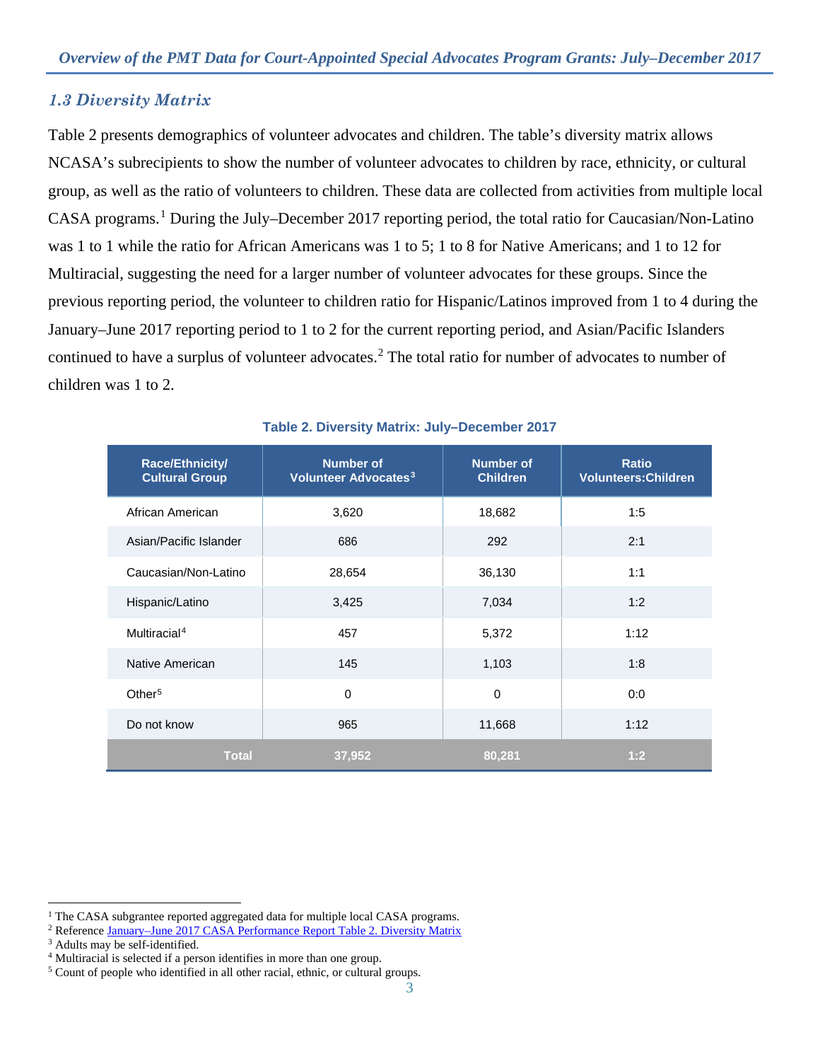## *1.3 Diversity Matrix*

Table 2 presents demographics of volunteer advocates and children. The table's diversity matrix allows NCASA's subrecipients to show the number of volunteer advocates to children by race, ethnicity, or cultural group, as well as the ratio of volunteers to children. These data are collected from activities from multiple local CASA programs.[1] During the July–December 2017 reporting period, the total ratio for Caucasian/Non-Latino was 1 to 1 while the ratio for African Americans was 1 to 5; 1 to 8 for Native Americans; and 1 to 12 for Multiracial, suggesting the need for a larger number of volunteer advocates for these groups. Since the previous reporting period, the volunteer to children ratio for Hispanic/Latinos improved from 1 to 4 during the January–June 2017 reporting period to 1 to 2 for the current reporting period, and Asian/Pacific Islanders continued to have a surplus of volunteer advocates.[2] The total ratio for number of advocates to number of children was 1 to 2.

**Table 2. Diversity Matrix: July–December 2017**

| Race/Ethnicity/ Cultural Group | Number of Volunteer Advocates[3] | Number of Children | Ratio Volunteers:Children |
|---|---|---|---|
| African American | 3,620 | 18,682 | 1:5 |
| Asian/Pacific Islander | 686 | 292 | 2:1 |
| Caucasian/Non-Latino | 28,654 | 36,130 | 1:1 |
| Hispanic/Latino | 3,425 | 7,034 | 1:2 |
| Multiracial[4] | 457 | 5,372 | 1:12 |
| Native American | 145 | 1,103 | 1:8 |
| Other[5] | 0 | 0 | 0:0 |
| Do not know | 965 | 11,668 | 1:12 |
| **Total** | **37,952** | **80,281** | **1:2** |

[1] The CASA subgrantee reported aggregated data for multiple local CASA programs.
[2] Reference January–June 2017 CASA Performance Report Table 2. Diversity Matrix
[3] Adults may be self-identified.
[4] Multiracial is selected if a person identifies in more than one group.
[5] Count of people who identified in all other racial, ethnic, or cultural groups.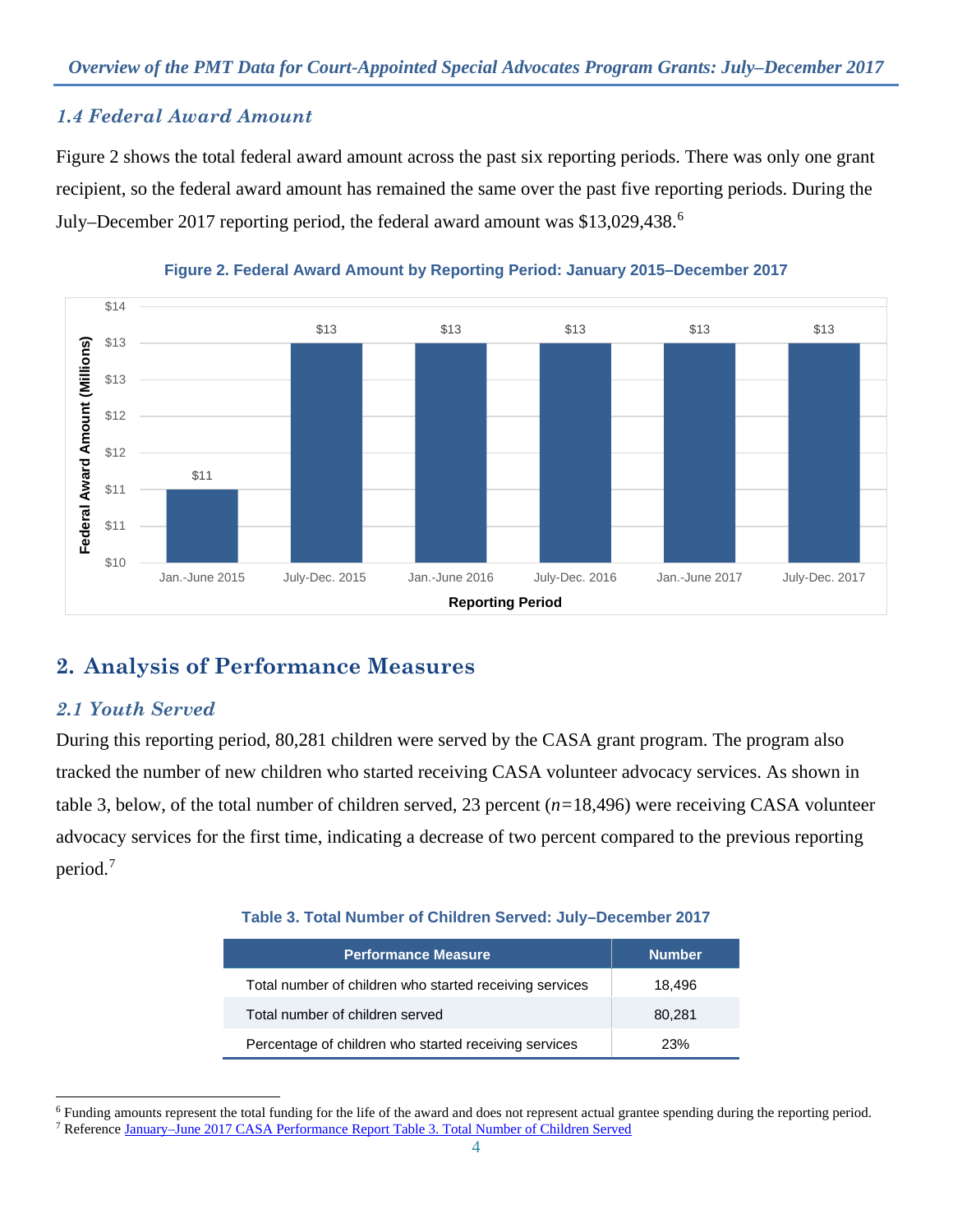### *1.4 Federal Award Amount*

Figure 2 shows the total federal award amount across the past six reporting periods. There was only one grant recipient, so the federal award amount has remained the same over the past five reporting periods. During the July–December 2017 reporting period, the federal award amount was $13,029,438.[6]

**Figure 2. Federal Award Amount by Reporting Period: January 2015–December 2017**

| Reporting Period | Federal Award Amount (Millions) |
|---|---|
| Jan.-June 2015 | $11 |
| July-Dec. 2015 | $13 |
| Jan.-June 2016 | $13 |
| July-Dec. 2016 | $13 |
| Jan.-June 2017 | $13 |
| July-Dec. 2017 | $13 |

## 2. Analysis of Performance Measures

### *2.1 Youth Served*

During this reporting period, 80,281 children were served by the CASA grant program. The program also tracked the number of new children who started receiving CASA volunteer advocacy services. As shown in table 3, below, of the total number of children served, 23 percent (*n*=18,496) were receiving CASA volunteer advocacy services for the first time, indicating a decrease of two percent compared to the previous reporting period.[7]

**Table 3. Total Number of Children Served: July–December 2017**

| Performance Measure | Number |
|---|---|
| Total number of children who started receiving services | 18,496 |
| Total number of children served | 80,281 |
| Percentage of children who started receiving services | 23% |

[6] Funding amounts represent the total funding for the life of the award and does not represent actual grantee spending during the reporting period.

[7] Reference January–June 2017 CASA Performance Report Table 3. Total Number of Children Served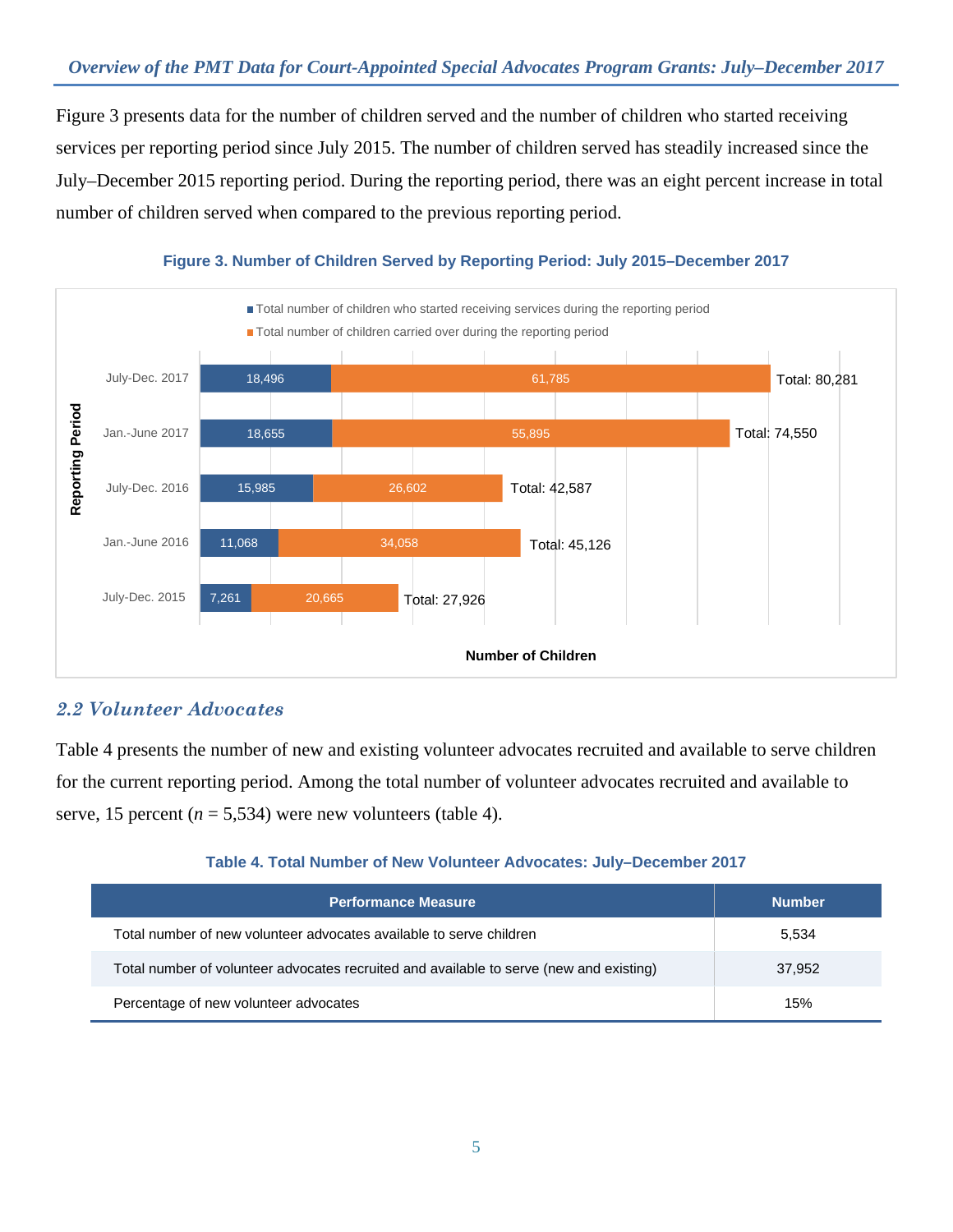Figure 3 presents data for the number of children served and the number of children who started receiving services per reporting period since July 2015. The number of children served has steadily increased since the July–December 2015 reporting period. During the reporting period, there was an eight percent increase in total number of children served when compared to the previous reporting period.

**Figure 3. Number of Children Served by Reporting Period: July 2015–December 2017**

| Reporting Period | Total number of children who started receiving services during the reporting period | Total number of children carried over during the reporting period | Total |
| --- | --- | --- | --- |
| July-Dec. 2017 | 18,496 | 61,785 | 80,281 |
| Jan.-June 2017 | 18,655 | 55,895 | 74,550 |
| July-Dec. 2016 | 15,985 | 26,602 | 42,587 |
| Jan.-June 2016 | 11,068 | 34,058 | 45,126 |
| July-Dec. 2015 | 7,261 | 20,665 | 27,926 |

Number of Children

## *2.2 Volunteer Advocates*

Table 4 presents the number of new and existing volunteer advocates recruited and available to serve children for the current reporting period. Among the total number of volunteer advocates recruited and available to serve, 15 percent ($n$ = 5,534) were new volunteers (table 4).

**Table 4. Total Number of New Volunteer Advocates: July–December 2017**

| Performance Measure | Number |
| --- | --- |
| Total number of new volunteer advocates available to serve children | 5,534 |
| Total number of volunteer advocates recruited and available to serve (new and existing) | 37,952 |
| Percentage of new volunteer advocates | 15% |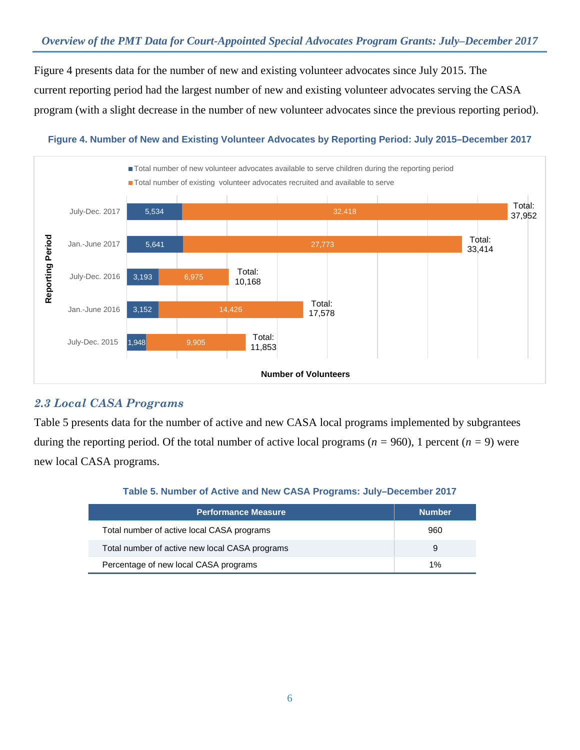Figure 4 presents data for the number of new and existing volunteer advocates since July 2015. The current reporting period had the largest number of new and existing volunteer advocates serving the CASA program (with a slight decrease in the number of new volunteer advocates since the previous reporting period).

**Figure 4. Number of New and Existing Volunteer Advocates by Reporting Period: July 2015–December 2017**

| Reporting Period | Total number of new volunteer advocates available to serve children during the reporting period | Total number of existing volunteer advocates recruited and available to serve | Total |
|---|---|---|---|
| July-Dec. 2017 | 5,534 | 32,418 | 37,952 |
| Jan.-June 2017 | 5,641 | 27,773 | 33,414 |
| July-Dec. 2016 | 3,193 | 6,975 | 10,168 |
| Jan.-June 2016 | 3,152 | 14,426 | 17,578 |
| July-Dec. 2015 | 1,948 | 9,905 | 11,853 |

## *2.3 Local CASA Programs*

Table 5 presents data for the number of active and new CASA local programs implemented by subgrantees during the reporting period. Of the total number of active local programs ($n$ = 960), 1 percent ($n$ = 9) were new local CASA programs.

**Table 5. Number of Active and New CASA Programs: July–December 2017**

| Performance Measure | Number |
|---|---|
| Total number of active local CASA programs | 960 |
| Total number of active new local CASA programs | 9 |
| Percentage of new local CASA programs | 1% |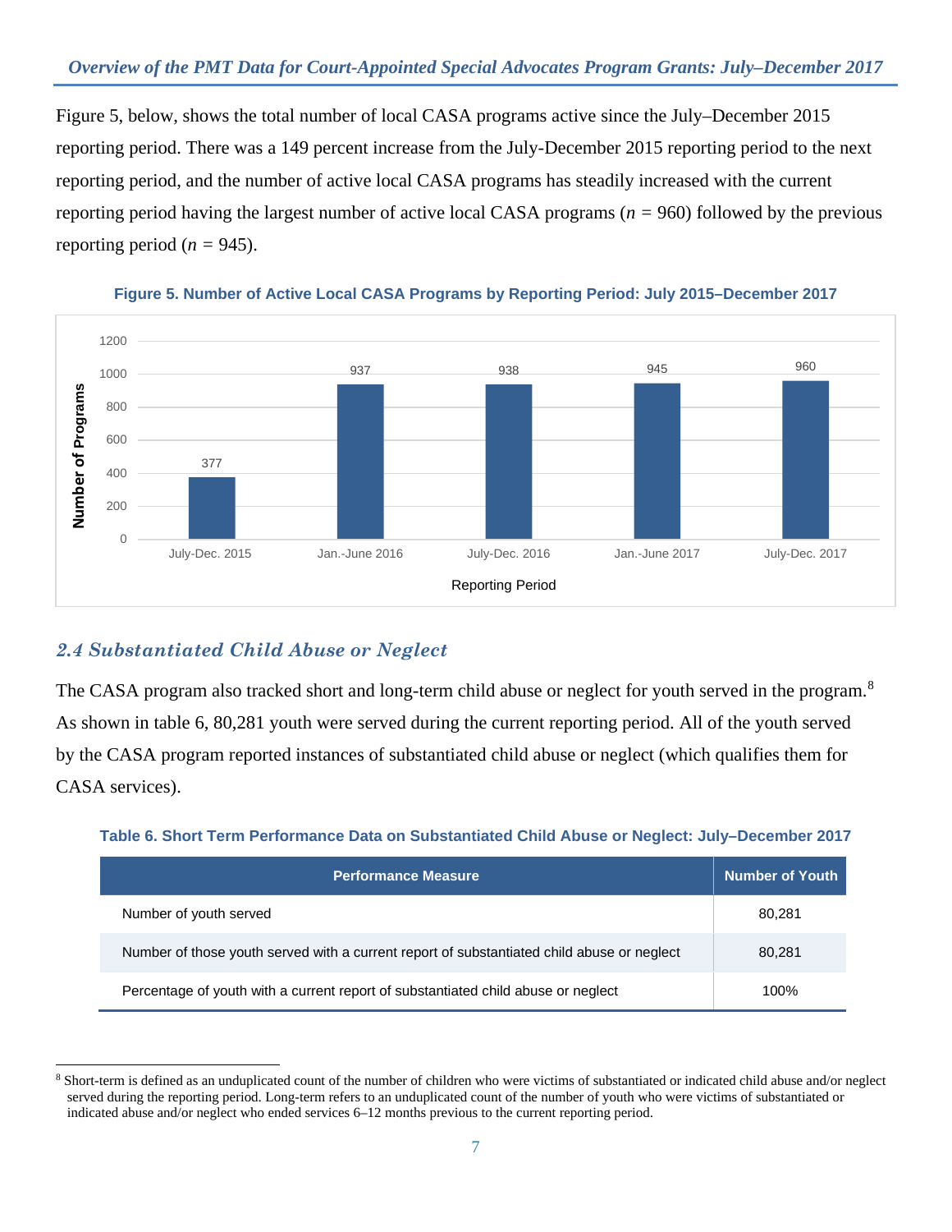Figure 5, below, shows the total number of local CASA programs active since the July–December 2015 reporting period. There was a 149 percent increase from the July-December 2015 reporting period to the next reporting period, and the number of active local CASA programs has steadily increased with the current reporting period having the largest number of active local CASA programs ($n$ = 960) followed by the previous reporting period ($n$ = 945).

**Figure 5. Number of Active Local CASA Programs by Reporting Period: July 2015–December 2017**

| Reporting Period | Number of Programs |
|---|---|
| July-Dec. 2015 | 377 |
| Jan.-June 2016 | 937 |
| July-Dec. 2016 | 938 |
| Jan.-June 2017 | 945 |
| July-Dec. 2017 | 960 |

## *2.4 Substantiated Child Abuse or Neglect*

The CASA program also tracked short and long-term child abuse or neglect for youth served in the program.[8] As shown in table 6, 80,281 youth were served during the current reporting period. All of the youth served by the CASA program reported instances of substantiated child abuse or neglect (which qualifies them for CASA services).

**Table 6. Short Term Performance Data on Substantiated Child Abuse or Neglect: July–December 2017**

| Performance Measure | Number of Youth |
|---|---|
| Number of youth served | 80,281 |
| Number of those youth served with a current report of substantiated child abuse or neglect | 80,281 |
| Percentage of youth with a current report of substantiated child abuse or neglect | 100% |

[8] Short-term is defined as an unduplicated count of the number of children who were victims of substantiated or indicated child abuse and/or neglect served during the reporting period. Long-term refers to an unduplicated count of the number of youth who were victims of substantiated or indicated abuse and/or neglect who ended services 6–12 months previous to the current reporting period.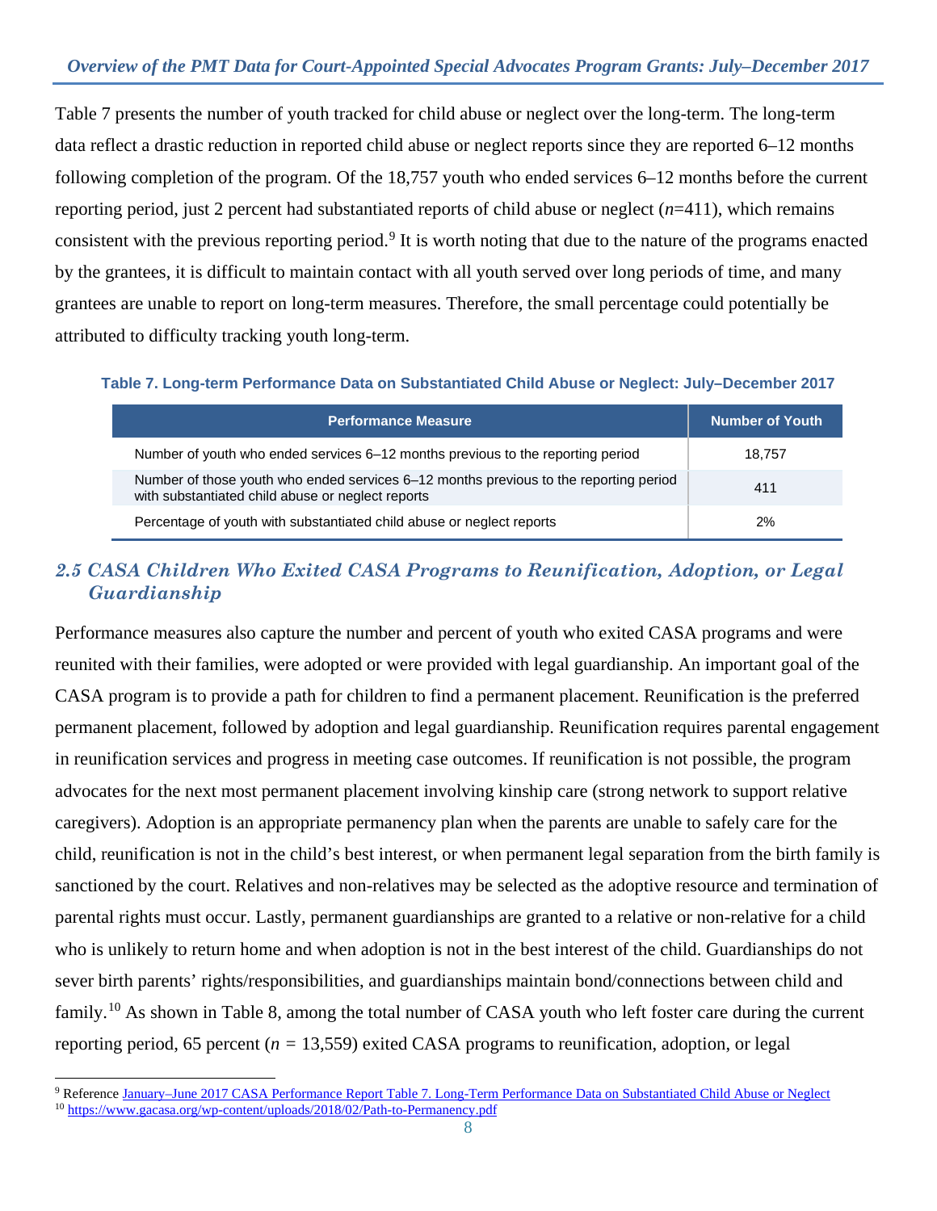Table 7 presents the number of youth tracked for child abuse or neglect over the long-term. The long-term data reflect a drastic reduction in reported child abuse or neglect reports since they are reported 6–12 months following completion of the program. Of the 18,757 youth who ended services 6–12 months before the current reporting period, just 2 percent had substantiated reports of child abuse or neglect (*n*=411), which remains consistent with the previous reporting period.[9] It is worth noting that due to the nature of the programs enacted by the grantees, it is difficult to maintain contact with all youth served over long periods of time, and many grantees are unable to report on long-term measures. Therefore, the small percentage could potentially be attributed to difficulty tracking youth long-term.

**Table 7. Long-term Performance Data on Substantiated Child Abuse or Neglect: July–December 2017**

| Performance Measure | Number of Youth |
|---|---|
| Number of youth who ended services 6–12 months previous to the reporting period | 18,757 |
| Number of those youth who ended services 6–12 months previous to the reporting period with substantiated child abuse or neglect reports | 411 |
| Percentage of youth with substantiated child abuse or neglect reports | 2% |

## *2.5 CASA Children Who Exited CASA Programs to Reunification, Adoption, or Legal Guardianship*

Performance measures also capture the number and percent of youth who exited CASA programs and were reunited with their families, were adopted or were provided with legal guardianship. An important goal of the CASA program is to provide a path for children to find a permanent placement. Reunification is the preferred permanent placement, followed by adoption and legal guardianship. Reunification requires parental engagement in reunification services and progress in meeting case outcomes. If reunification is not possible, the program advocates for the next most permanent placement involving kinship care (strong network to support relative caregivers). Adoption is an appropriate permanency plan when the parents are unable to safely care for the child, reunification is not in the child's best interest, or when permanent legal separation from the birth family is sanctioned by the court. Relatives and non-relatives may be selected as the adoptive resource and termination of parental rights must occur. Lastly, permanent guardianships are granted to a relative or non-relative for a child who is unlikely to return home and when adoption is not in the best interest of the child. Guardianships do not sever birth parents' rights/responsibilities, and guardianships maintain bond/connections between child and family.[10] As shown in Table 8, among the total number of CASA youth who left foster care during the current reporting period, 65 percent (*n* = 13,559) exited CASA programs to reunification, adoption, or legal

---

[9] Reference January–June 2017 CASA Performance Report Table 7. Long-Term Performance Data on Substantiated Child Abuse or Neglect

[10] https://www.gacasa.org/wp-content/uploads/2018/02/Path-to-Permanency.pdf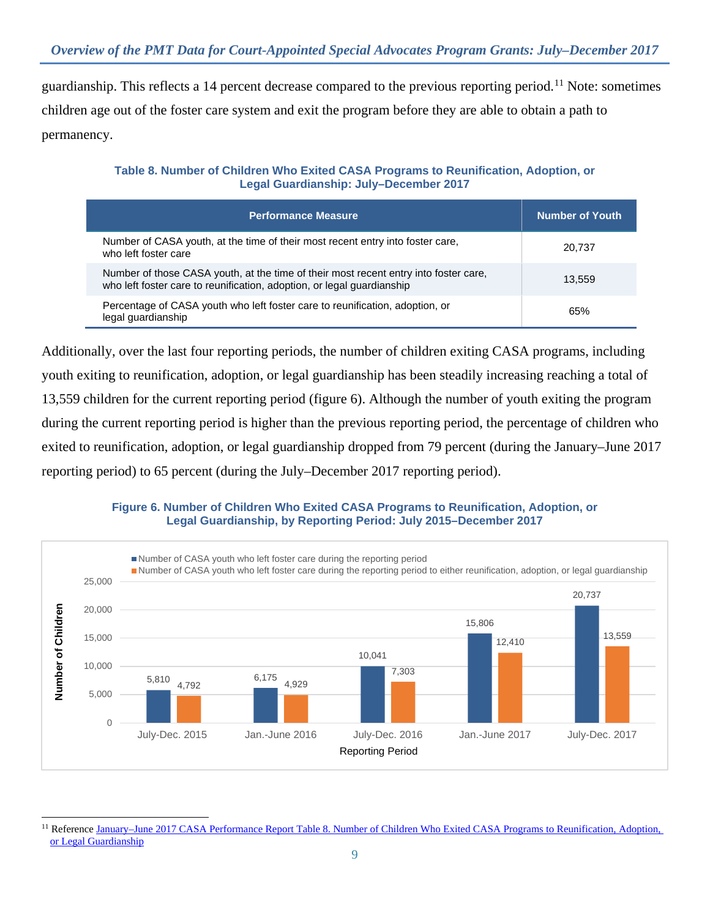guardianship. This reflects a 14 percent decrease compared to the previous reporting period.[11] Note: sometimes children age out of the foster care system and exit the program before they are able to obtain a path to permanency.

**Table 8. Number of Children Who Exited CASA Programs to Reunification, Adoption, or Legal Guardianship: July–December 2017**

| Performance Measure | Number of Youth |
|---|---|
| Number of CASA youth, at the time of their most recent entry into foster care, who left foster care | 20,737 |
| Number of those CASA youth, at the time of their most recent entry into foster care, who left foster care to reunification, adoption, or legal guardianship | 13,559 |
| Percentage of CASA youth who left foster care to reunification, adoption, or legal guardianship | 65% |

Additionally, over the last four reporting periods, the number of children exiting CASA programs, including youth exiting to reunification, adoption, or legal guardianship has been steadily increasing reaching a total of 13,559 children for the current reporting period (figure 6). Although the number of youth exiting the program during the current reporting period is higher than the previous reporting period, the percentage of children who exited to reunification, adoption, or legal guardianship dropped from 79 percent (during the January–June 2017 reporting period) to 65 percent (during the July–December 2017 reporting period).

**Figure 6. Number of Children Who Exited CASA Programs to Reunification, Adoption, or Legal Guardianship, by Reporting Period: July 2015–December 2017**

| Reporting Period | Number of CASA youth who left foster care during the reporting period | Number of CASA youth who left foster care during the reporting period to either reunification, adoption, or legal guardianship |
|---|---|---|
| July-Dec. 2015 | 5,810 | 4,792 |
| Jan.-June 2016 | 6,175 | 4,929 |
| July-Dec. 2016 | 10,041 | 7,303 |
| Jan.-June 2017 | 15,806 | 12,410 |
| July-Dec. 2017 | 20,737 | 13,559 |

[11] Reference January–June 2017 CASA Performance Report Table 8. Number of Children Who Exited CASA Programs to Reunification, Adoption, or Legal Guardianship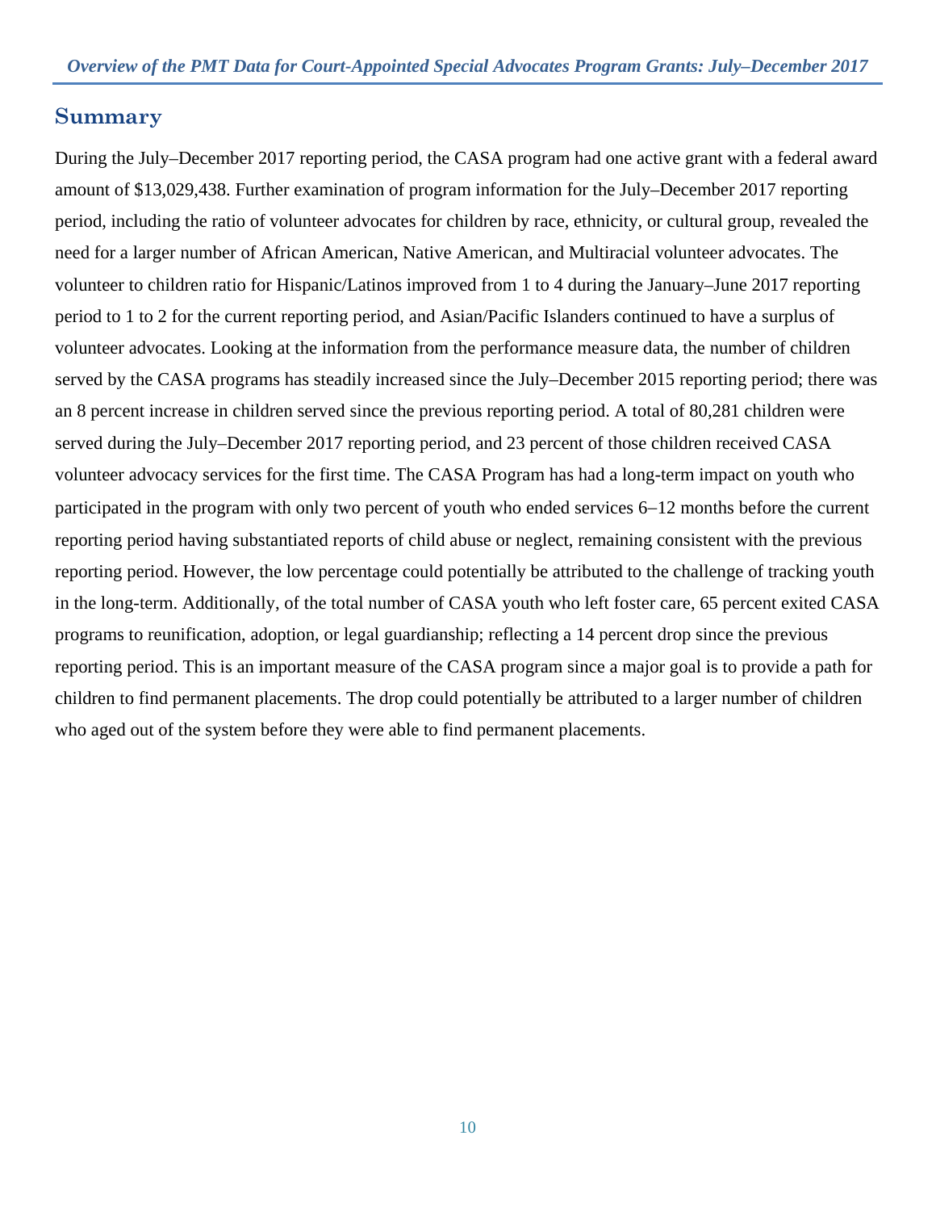## Summary

During the July–December 2017 reporting period, the CASA program had one active grant with a federal award amount of $13,029,438. Further examination of program information for the July–December 2017 reporting period, including the ratio of volunteer advocates for children by race, ethnicity, or cultural group, revealed the need for a larger number of African American, Native American, and Multiracial volunteer advocates. The volunteer to children ratio for Hispanic/Latinos improved from 1 to 4 during the January–June 2017 reporting period to 1 to 2 for the current reporting period, and Asian/Pacific Islanders continued to have a surplus of volunteer advocates. Looking at the information from the performance measure data, the number of children served by the CASA programs has steadily increased since the July–December 2015 reporting period; there was an 8 percent increase in children served since the previous reporting period. A total of 80,281 children were served during the July–December 2017 reporting period, and 23 percent of those children received CASA volunteer advocacy services for the first time. The CASA Program has had a long-term impact on youth who participated in the program with only two percent of youth who ended services 6–12 months before the current reporting period having substantiated reports of child abuse or neglect, remaining consistent with the previous reporting period. However, the low percentage could potentially be attributed to the challenge of tracking youth in the long-term. Additionally, of the total number of CASA youth who left foster care, 65 percent exited CASA programs to reunification, adoption, or legal guardianship; reflecting a 14 percent drop since the previous reporting period. This is an important measure of the CASA program since a major goal is to provide a path for children to find permanent placements. The drop could potentially be attributed to a larger number of children who aged out of the system before they were able to find permanent placements.